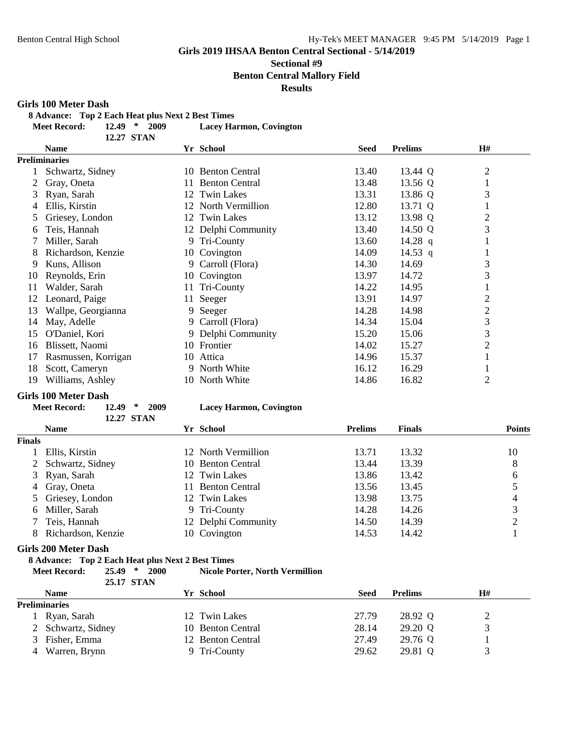## Girls 2019 IHSAA Benton Central Sectional - 5/14/2019

**Sectional #9**

**Benton Central Mallory Field**

**Results**

### Girls 100 Meter Dash

**8 Advance: Top 2 Each Heat plus Next 2 Best Times**

**Meet Record: 12.49 * 2009 Lacey Harmon, Covington**

**12.27 STAN**

| | Name | Yr | School | Seed | Prelims | | H# |
|---|---|---|---|---|---|---|---|
| **Preliminaries** | | | | | | | |
| 1 | Schwartz, Sidney | 10 | Benton Central | 13.40 | 13.44 | Q | 2 |
| 2 | Gray, Oneta | 11 | Benton Central | 13.48 | 13.56 | Q | 1 |
| 3 | Ryan, Sarah | 12 | Twin Lakes | 13.31 | 13.86 | Q | 3 |
| 4 | Ellis, Kirstin | 12 | North Vermillion | 12.80 | 13.71 | Q | 1 |
| 5 | Griesey, London | 12 | Twin Lakes | 13.12 | 13.98 | Q | 2 |
| 6 | Teis, Hannah | 12 | Delphi Community | 13.40 | 14.50 | Q | 3 |
| 7 | Miller, Sarah | 9 | Tri-County | 13.60 | 14.28 | q | 1 |
| 8 | Richardson, Kenzie | 10 | Covington | 14.09 | 14.53 | q | 1 |
| 9 | Kuns, Allison | 9 | Carroll (Flora) | 14.30 | 14.69 | | 3 |
| 10 | Reynolds, Erin | 10 | Covington | 13.97 | 14.72 | | 3 |
| 11 | Walder, Sarah | 11 | Tri-County | 14.22 | 14.95 | | 1 |
| 12 | Leonard, Paige | 11 | Seeger | 13.91 | 14.97 | | 2 |
| 13 | Wallpe, Georgianna | 9 | Seeger | 14.28 | 14.98 | | 2 |
| 14 | May, Adelle | 9 | Carroll (Flora) | 14.34 | 15.04 | | 3 |
| 15 | O'Daniel, Kori | 9 | Delphi Community | 15.20 | 15.06 | | 3 |
| 16 | Blissett, Naomi | 10 | Frontier | 14.02 | 15.27 | | 2 |
| 17 | Rasmussen, Korrigan | 10 | Attica | 14.96 | 15.37 | | 1 |
| 18 | Scott, Cameryn | 9 | North White | 16.12 | 16.29 | | 1 |
| 19 | Williams, Ashley | 10 | North White | 14.86 | 16.82 | | 2 |

### Girls 100 Meter Dash

**Meet Record: 12.49 * 2009 Lacey Harmon, Covington**

**12.27 STAN**

| | Name | Yr | School | Prelims | Finals | Points |
|---|---|---|---|---|---|---|
| **Finals** | | | | | | |
| 1 | Ellis, Kirstin | 12 | North Vermillion | 13.71 | 13.32 | 10 |
| 2 | Schwartz, Sidney | 10 | Benton Central | 13.44 | 13.39 | 8 |
| 3 | Ryan, Sarah | 12 | Twin Lakes | 13.86 | 13.42 | 6 |
| 4 | Gray, Oneta | 11 | Benton Central | 13.56 | 13.45 | 5 |
| 5 | Griesey, London | 12 | Twin Lakes | 13.98 | 13.75 | 4 |
| 6 | Miller, Sarah | 9 | Tri-County | 14.28 | 14.26 | 3 |
| 7 | Teis, Hannah | 12 | Delphi Community | 14.50 | 14.39 | 2 |
| 8 | Richardson, Kenzie | 10 | Covington | 14.53 | 14.42 | 1 |

### Girls 200 Meter Dash

**8 Advance: Top 2 Each Heat plus Next 2 Best Times**

**Meet Record: 25.49 * 2000 Nicole Porter, North Vermillion**

**25.17 STAN**

| | Name | Yr | School | Seed | Prelims | | H# |
|---|---|---|---|---|---|---|---|
| **Preliminaries** | | | | | | | |
| 1 | Ryan, Sarah | 12 | Twin Lakes | 27.79 | 28.92 | Q | 2 |
| 2 | Schwartz, Sidney | 10 | Benton Central | 28.14 | 29.20 | Q | 3 |
| 3 | Fisher, Emma | 12 | Benton Central | 27.49 | 29.76 | Q | 1 |
| 4 | Warren, Brynn | 9 | Tri-County | 29.62 | 29.81 | Q | 3 |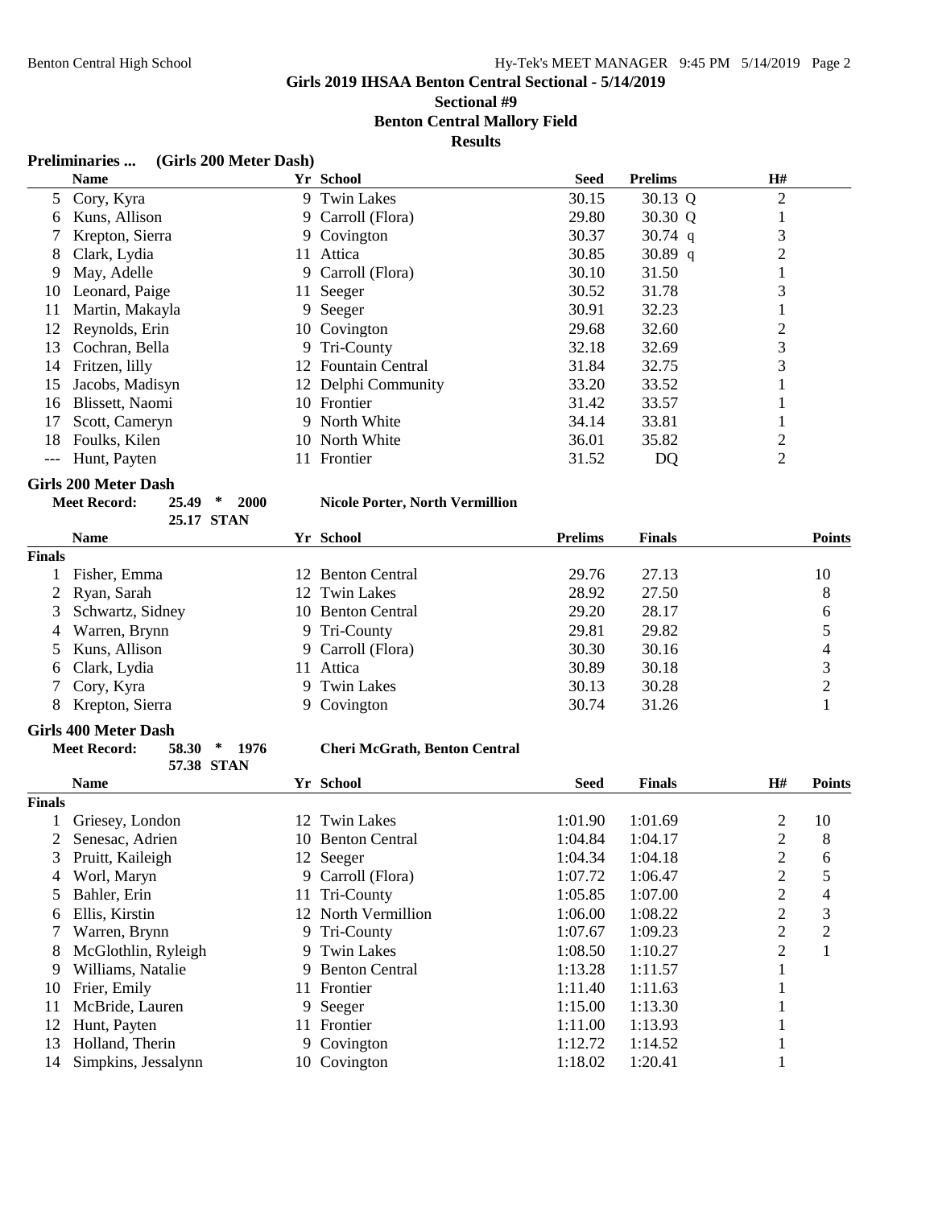**Girls 2019 IHSAA Benton Central Sectional - 5/14/2019**

**Sectional #9**

**Benton Central Mallory Field**

**Results**

### Preliminaries ... (Girls 200 Meter Dash)

| | Name | Yr | School | Seed | Prelims | | H# |
|---|---|---|---|---|---|---|---|
| 5 | Cory, Kyra | 9 | Twin Lakes | 30.15 | 30.13 | Q | 2 |
| 6 | Kuns, Allison | 9 | Carroll (Flora) | 29.80 | 30.30 | Q | 1 |
| 7 | Krepton, Sierra | 9 | Covington | 30.37 | 30.74 | q | 3 |
| 8 | Clark, Lydia | 11 | Attica | 30.85 | 30.89 | q | 2 |
| 9 | May, Adelle | 9 | Carroll (Flora) | 30.10 | 31.50 | | 1 |
| 10 | Leonard, Paige | 11 | Seeger | 30.52 | 31.78 | | 3 |
| 11 | Martin, Makayla | 9 | Seeger | 30.91 | 32.23 | | 1 |
| 12 | Reynolds, Erin | 10 | Covington | 29.68 | 32.60 | | 2 |
| 13 | Cochran, Bella | 9 | Tri-County | 32.18 | 32.69 | | 3 |
| 14 | Fritzen, lilly | 12 | Fountain Central | 31.84 | 32.75 | | 3 |
| 15 | Jacobs, Madisyn | 12 | Delphi Community | 33.20 | 33.52 | | 1 |
| 16 | Blissett, Naomi | 10 | Frontier | 31.42 | 33.57 | | 1 |
| 17 | Scott, Cameryn | 9 | North White | 34.14 | 33.81 | | 1 |
| 18 | Foulks, Kilen | 10 | North White | 36.01 | 35.82 | | 2 |
| --- | Hunt, Payten | 11 | Frontier | 31.52 | DQ | | 2 |

### Girls 200 Meter Dash

**Meet Record: 25.49 * 2000 Nicole Porter, North Vermillion**
**25.17 STAN**

| | Name | Yr | School | Prelims | Finals | Points |
|---|---|---|---|---|---|---|
| **Finals** | | | | | | |
| 1 | Fisher, Emma | 12 | Benton Central | 29.76 | 27.13 | 10 |
| 2 | Ryan, Sarah | 12 | Twin Lakes | 28.92 | 27.50 | 8 |
| 3 | Schwartz, Sidney | 10 | Benton Central | 29.20 | 28.17 | 6 |
| 4 | Warren, Brynn | 9 | Tri-County | 29.81 | 29.82 | 5 |
| 5 | Kuns, Allison | 9 | Carroll (Flora) | 30.30 | 30.16 | 4 |
| 6 | Clark, Lydia | 11 | Attica | 30.89 | 30.18 | 3 |
| 7 | Cory, Kyra | 9 | Twin Lakes | 30.13 | 30.28 | 2 |
| 8 | Krepton, Sierra | 9 | Covington | 30.74 | 31.26 | 1 |

### Girls 400 Meter Dash

**Meet Record: 58.30 * 1976 Cheri McGrath, Benton Central**
**57.38 STAN**

| | Name | Yr | School | Seed | Finals | H# | Points |
|---|---|---|---|---|---|---|---|
| **Finals** | | | | | | | |
| 1 | Griesey, London | 12 | Twin Lakes | 1:01.90 | 1:01.69 | 2 | 10 |
| 2 | Senesac, Adrien | 10 | Benton Central | 1:04.84 | 1:04.17 | 2 | 8 |
| 3 | Pruitt, Kaileigh | 12 | Seeger | 1:04.34 | 1:04.18 | 2 | 6 |
| 4 | Worl, Maryn | 9 | Carroll (Flora) | 1:07.72 | 1:06.47 | 2 | 5 |
| 5 | Bahler, Erin | 11 | Tri-County | 1:05.85 | 1:07.00 | 2 | 4 |
| 6 | Ellis, Kirstin | 12 | North Vermillion | 1:06.00 | 1:08.22 | 2 | 3 |
| 7 | Warren, Brynn | 9 | Tri-County | 1:07.67 | 1:09.23 | 2 | 2 |
| 8 | McGlothlin, Ryleigh | 9 | Twin Lakes | 1:08.50 | 1:10.27 | 2 | 1 |
| 9 | Williams, Natalie | 9 | Benton Central | 1:13.28 | 1:11.57 | 1 | |
| 10 | Frier, Emily | 11 | Frontier | 1:11.40 | 1:11.63 | 1 | |
| 11 | McBride, Lauren | 9 | Seeger | 1:15.00 | 1:13.30 | 1 | |
| 12 | Hunt, Payten | 11 | Frontier | 1:11.00 | 1:13.93 | 1 | |
| 13 | Holland, Therin | 9 | Covington | 1:12.72 | 1:14.52 | 1 | |
| 14 | Simpkins, Jessalynn | 10 | Covington | 1:18.02 | 1:20.41 | 1 | |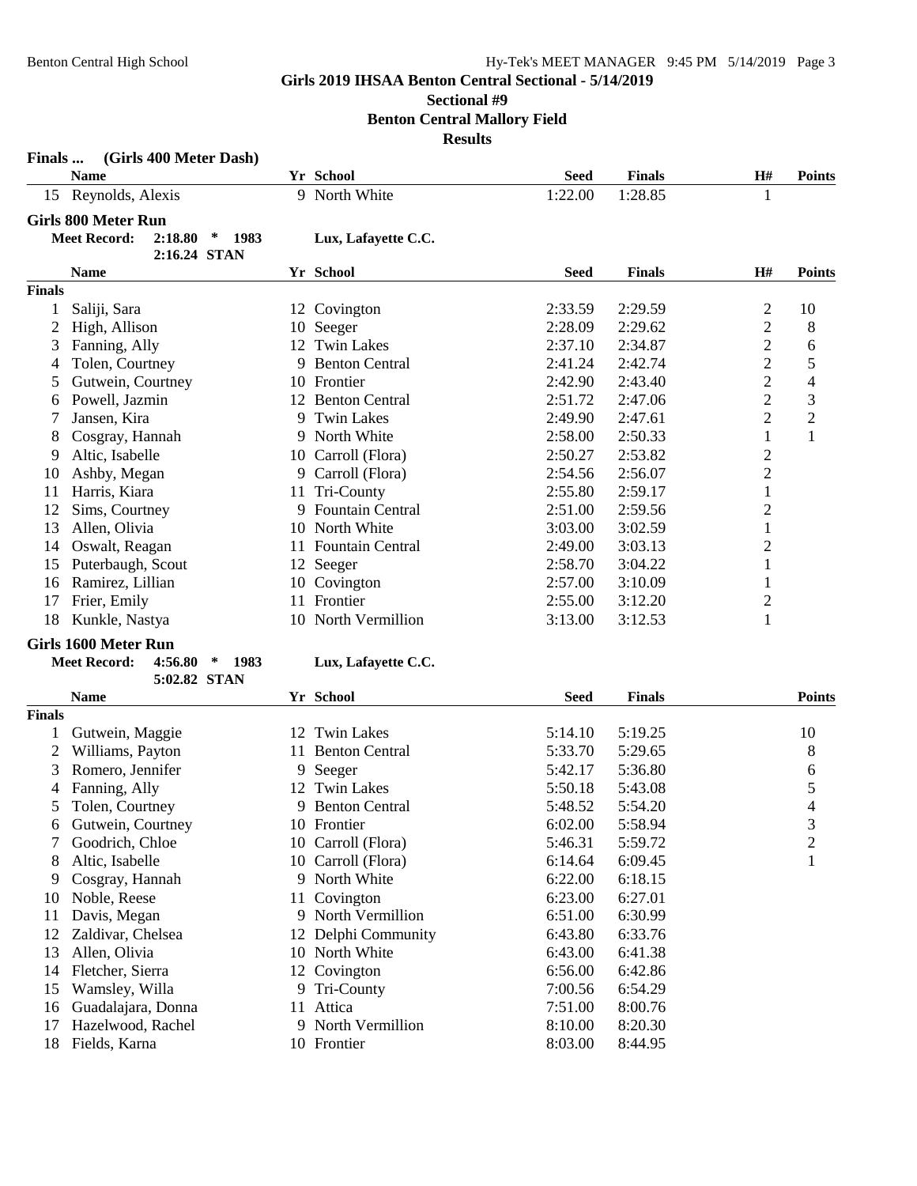## Girls 2019 IHSAA Benton Central Sectional - 5/14/2019

### Sectional #9

### Benton Central Mallory Field

### Results

**Finals ... (Girls 400 Meter Dash)**

| | Name | Yr | School | Seed | Finals | H# | Points |
|---|---|---|---|---|---|---|---|
| 15 | Reynolds, Alexis | 9 | North White | 1:22.00 | 1:28.85 | 1 | |

**Girls 800 Meter Run**

**Meet Record:** 2:18.80 * 1983 Lux, Lafayette C.C.
2:16.24 STAN

| | Name | Yr | School | Seed | Finals | H# | Points |
|---|---|---|---|---|---|---|---|
| **Finals** | | | | | | | |
| 1 | Saliji, Sara | 12 | Covington | 2:33.59 | 2:29.59 | 2 | 10 |
| 2 | High, Allison | 10 | Seeger | 2:28.09 | 2:29.62 | 2 | 8 |
| 3 | Fanning, Ally | 12 | Twin Lakes | 2:37.10 | 2:34.87 | 2 | 6 |
| 4 | Tolen, Courtney | 9 | Benton Central | 2:41.24 | 2:42.74 | 2 | 5 |
| 5 | Gutwein, Courtney | 10 | Frontier | 2:42.90 | 2:43.40 | 2 | 4 |
| 6 | Powell, Jazmin | 12 | Benton Central | 2:51.72 | 2:47.06 | 2 | 3 |
| 7 | Jansen, Kira | 9 | Twin Lakes | 2:49.90 | 2:47.61 | 2 | 2 |
| 8 | Cosgray, Hannah | 9 | North White | 2:58.00 | 2:50.33 | 1 | 1 |
| 9 | Altic, Isabelle | 10 | Carroll (Flora) | 2:50.27 | 2:53.82 | 2 | |
| 10 | Ashby, Megan | 9 | Carroll (Flora) | 2:54.56 | 2:56.07 | 2 | |
| 11 | Harris, Kiara | 11 | Tri-County | 2:55.80 | 2:59.17 | 1 | |
| 12 | Sims, Courtney | 9 | Fountain Central | 2:51.00 | 2:59.56 | 2 | |
| 13 | Allen, Olivia | 10 | North White | 3:03.00 | 3:02.59 | 1 | |
| 14 | Oswalt, Reagan | 11 | Fountain Central | 2:49.00 | 3:03.13 | 2 | |
| 15 | Puterbaugh, Scout | 12 | Seeger | 2:58.70 | 3:04.22 | 1 | |
| 16 | Ramirez, Lillian | 10 | Covington | 2:57.00 | 3:10.09 | 1 | |
| 17 | Frier, Emily | 11 | Frontier | 2:55.00 | 3:12.20 | 2 | |
| 18 | Kunkle, Nastya | 10 | North Vermillion | 3:13.00 | 3:12.53 | 1 | |

**Girls 1600 Meter Run**

**Meet Record:** 4:56.80 * 1983 Lux, Lafayette C.C.
5:02.82 STAN

| | Name | Yr | School | Seed | Finals | Points |
|---|---|---|---|---|---|---|
| **Finals** | | | | | | |
| 1 | Gutwein, Maggie | 12 | Twin Lakes | 5:14.10 | 5:19.25 | 10 |
| 2 | Williams, Payton | 11 | Benton Central | 5:33.70 | 5:29.65 | 8 |
| 3 | Romero, Jennifer | 9 | Seeger | 5:42.17 | 5:36.80 | 6 |
| 4 | Fanning, Ally | 12 | Twin Lakes | 5:50.18 | 5:43.08 | 5 |
| 5 | Tolen, Courtney | 9 | Benton Central | 5:48.52 | 5:54.20 | 4 |
| 6 | Gutwein, Courtney | 10 | Frontier | 6:02.00 | 5:58.94 | 3 |
| 7 | Goodrich, Chloe | 10 | Carroll (Flora) | 5:46.31 | 5:59.72 | 2 |
| 8 | Altic, Isabelle | 10 | Carroll (Flora) | 6:14.64 | 6:09.45 | 1 |
| 9 | Cosgray, Hannah | 9 | North White | 6:22.00 | 6:18.15 | |
| 10 | Noble, Reese | 11 | Covington | 6:23.00 | 6:27.01 | |
| 11 | Davis, Megan | 9 | North Vermillion | 6:51.00 | 6:30.99 | |
| 12 | Zaldivar, Chelsea | 12 | Delphi Community | 6:43.80 | 6:33.76 | |
| 13 | Allen, Olivia | 10 | North White | 6:43.00 | 6:41.38 | |
| 14 | Fletcher, Sierra | 12 | Covington | 6:56.00 | 6:42.86 | |
| 15 | Wamsley, Willa | 9 | Tri-County | 7:00.56 | 6:54.29 | |
| 16 | Guadalajara, Donna | 11 | Attica | 7:51.00 | 8:00.76 | |
| 17 | Hazelwood, Rachel | 9 | North Vermillion | 8:10.00 | 8:20.30 | |
| 18 | Fields, Karna | 10 | Frontier | 8:03.00 | 8:44.95 | |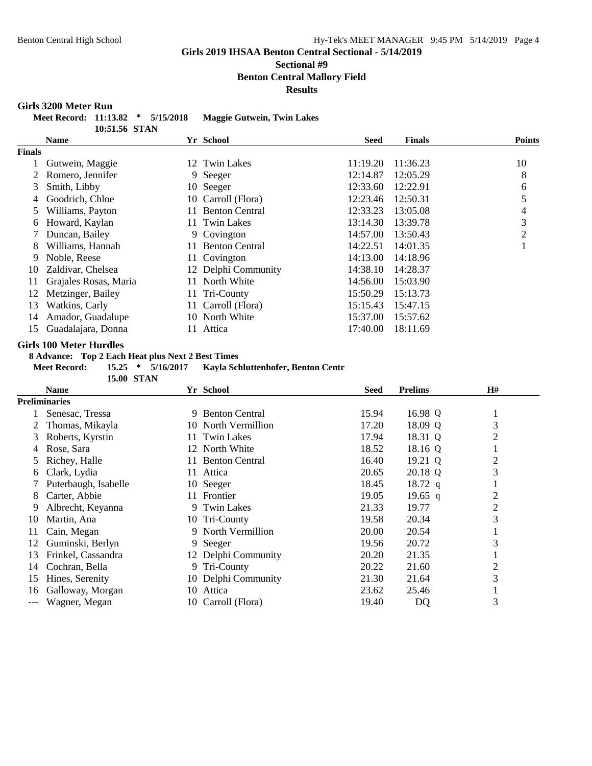## Girls 2019 IHSAA Benton Central Sectional - 5/14/2019

### Sectional #9

### Benton Central Mallory Field

### Results

**Girls 3200 Meter Run**

Meet Record: 11:13.82 * 5/15/2018 Maggie Gutwein, Twin Lakes
10:51.56 STAN

| | Name | Yr | School | Seed | Finals | Points |
|---|---|---|---|---|---|---|
| **Finals** | | | | | | |
| 1 | Gutwein, Maggie | 12 | Twin Lakes | 11:19.20 | 11:36.23 | 10 |
| 2 | Romero, Jennifer | 9 | Seeger | 12:14.87 | 12:05.29 | 8 |
| 3 | Smith, Libby | 10 | Seeger | 12:33.60 | 12:22.91 | 6 |
| 4 | Goodrich, Chloe | 10 | Carroll (Flora) | 12:23.46 | 12:50.31 | 5 |
| 5 | Williams, Payton | 11 | Benton Central | 12:33.23 | 13:05.08 | 4 |
| 6 | Howard, Kaylan | 11 | Twin Lakes | 13:14.30 | 13:39.78 | 3 |
| 7 | Duncan, Bailey | 9 | Covington | 14:57.00 | 13:50.43 | 2 |
| 8 | Williams, Hannah | 11 | Benton Central | 14:22.51 | 14:01.35 | 1 |
| 9 | Noble, Reese | 11 | Covington | 14:13.00 | 14:18.96 | |
| 10 | Zaldivar, Chelsea | 12 | Delphi Community | 14:38.10 | 14:28.37 | |
| 11 | Grajales Rosas, Maria | 11 | North White | 14:56.00 | 15:03.90 | |
| 12 | Metzinger, Bailey | 11 | Tri-County | 15:50.29 | 15:13.73 | |
| 13 | Watkins, Carly | 11 | Carroll (Flora) | 15:15.43 | 15:47.15 | |
| 14 | Amador, Guadalupe | 10 | North White | 15:37.00 | 15:57.62 | |
| 15 | Guadalajara, Donna | 11 | Attica | 17:40.00 | 18:11.69 | |

**Girls 100 Meter Hurdles**

8 Advance: Top 2 Each Heat plus Next 2 Best Times

Meet Record: 15.25 * 5/16/2017 Kayla Schluttenhofer, Benton Centr
15.00 STAN

| | Name | Yr | School | Seed | Prelims | H# |
|---|---|---|---|---|---|---|
| **Preliminaries** | | | | | | |
| 1 | Senesac, Tressa | 9 | Benton Central | 15.94 | 16.98 Q | 1 |
| 2 | Thomas, Mikayla | 10 | North Vermillion | 17.20 | 18.09 Q | 3 |
| 3 | Roberts, Kyrstin | 11 | Twin Lakes | 17.94 | 18.31 Q | 2 |
| 4 | Rose, Sara | 12 | North White | 18.52 | 18.16 Q | 1 |
| 5 | Richey, Halle | 11 | Benton Central | 16.40 | 19.21 Q | 2 |
| 6 | Clark, Lydia | 11 | Attica | 20.65 | 20.18 Q | 3 |
| 7 | Puterbaugh, Isabelle | 10 | Seeger | 18.45 | 18.72 q | 1 |
| 8 | Carter, Abbie | 11 | Frontier | 19.05 | 19.65 q | 2 |
| 9 | Albrecht, Keyanna | 9 | Twin Lakes | 21.33 | 19.77 | 2 |
| 10 | Martin, Ana | 10 | Tri-County | 19.58 | 20.34 | 3 |
| 11 | Cain, Megan | 9 | North Vermillion | 20.00 | 20.54 | 1 |
| 12 | Guminski, Berlyn | 9 | Seeger | 19.56 | 20.72 | 3 |
| 13 | Frinkel, Cassandra | 12 | Delphi Community | 20.20 | 21.35 | 1 |
| 14 | Cochran, Bella | 9 | Tri-County | 20.22 | 21.60 | 2 |
| 15 | Hines, Serenity | 10 | Delphi Community | 21.30 | 21.64 | 3 |
| 16 | Galloway, Morgan | 10 | Attica | 23.62 | 25.46 | 1 |
| --- | Wagner, Megan | 10 | Carroll (Flora) | 19.40 | DQ | 3 |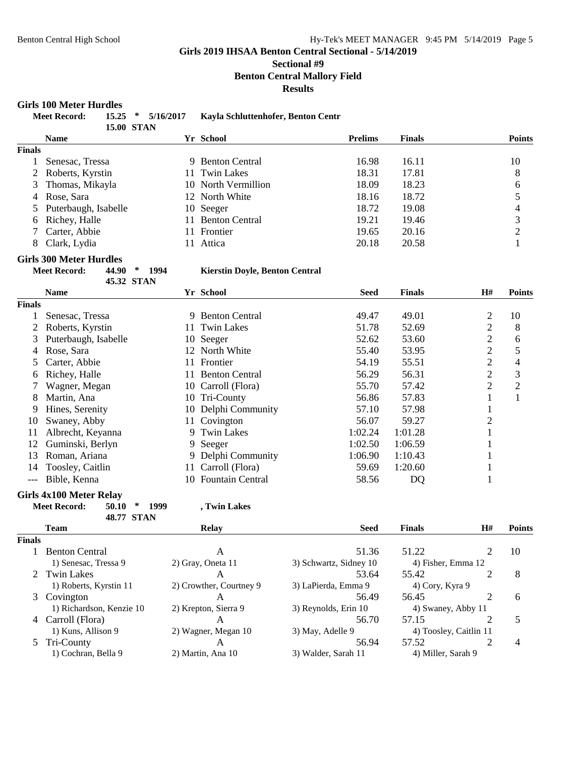**Girls 2019 IHSAA Benton Central Sectional - 5/14/2019**

**Sectional #9**

**Benton Central Mallory Field**

**Results**

### Girls 100 Meter Hurdles

**Meet Record:** 15.25 * 5/16/2017 Kayla Schluttenhofer, Benton Centr
15.00 STAN

| | Name | Yr | School | Prelims | Finals | Points |
|---|---|---|---|---|---|---|
| **Finals** | | | | | | |
| 1 | Senesac, Tressa | 9 | Benton Central | 16.98 | 16.11 | 10 |
| 2 | Roberts, Kyrstin | 11 | Twin Lakes | 18.31 | 17.81 | 8 |
| 3 | Thomas, Mikayla | 10 | North Vermillion | 18.09 | 18.23 | 6 |
| 4 | Rose, Sara | 12 | North White | 18.16 | 18.72 | 5 |
| 5 | Puterbaugh, Isabelle | 10 | Seeger | 18.72 | 19.08 | 4 |
| 6 | Richey, Halle | 11 | Benton Central | 19.21 | 19.46 | 3 |
| 7 | Carter, Abbie | 11 | Frontier | 19.65 | 20.16 | 2 |
| 8 | Clark, Lydia | 11 | Attica | 20.18 | 20.58 | 1 |

### Girls 300 Meter Hurdles

**Meet Record:** 44.90 * 1994 Kierstin Doyle, Benton Central
45.32 STAN

| | Name | Yr | School | Seed | Finals | H# | Points |
|---|---|---|---|---|---|---|---|
| **Finals** | | | | | | | |
| 1 | Senesac, Tressa | 9 | Benton Central | 49.47 | 49.01 | 2 | 10 |
| 2 | Roberts, Kyrstin | 11 | Twin Lakes | 51.78 | 52.69 | 2 | 8 |
| 3 | Puterbaugh, Isabelle | 10 | Seeger | 52.62 | 53.60 | 2 | 6 |
| 4 | Rose, Sara | 12 | North White | 55.40 | 53.95 | 2 | 5 |
| 5 | Carter, Abbie | 11 | Frontier | 54.19 | 55.51 | 2 | 4 |
| 6 | Richey, Halle | 11 | Benton Central | 56.29 | 56.31 | 2 | 3 |
| 7 | Wagner, Megan | 10 | Carroll (Flora) | 55.70 | 57.42 | 2 | 2 |
| 8 | Martin, Ana | 10 | Tri-County | 56.86 | 57.83 | 1 | 1 |
| 9 | Hines, Serenity | 10 | Delphi Community | 57.10 | 57.98 | 1 | |
| 10 | Swaney, Abby | 11 | Covington | 56.07 | 59.27 | 2 | |
| 11 | Albrecht, Keyanna | 9 | Twin Lakes | 1:02.24 | 1:01.28 | 1 | |
| 12 | Guminski, Berlyn | 9 | Seeger | 1:02.50 | 1:06.59 | 1 | |
| 13 | Roman, Ariana | 9 | Delphi Community | 1:06.90 | 1:10.43 | 1 | |
| 14 | Toosley, Caitlin | 11 | Carroll (Flora) | 59.69 | 1:20.60 | 1 | |
| --- | Bible, Kenna | 10 | Fountain Central | 58.56 | DQ | 1 | |

### Girls 4x100 Meter Relay

**Meet Record:** 50.10 * 1999 , Twin Lakes
48.77 STAN

| | Team | Relay | Seed | Finals | H# | Points |
|---|---|---|---|---|---|---|
| **Finals** | | | | | | |
| 1 | Benton Central | A | 51.36 | 51.22 | 2 | 10 |
| | 1) Senesac, Tressa 9 | 2) Gray, Oneta 11 | 3) Schwartz, Sidney 10 | 4) Fisher, Emma 12 | | |
| 2 | Twin Lakes | A | 53.64 | 55.42 | 2 | 8 |
| | 1) Roberts, Kyrstin 11 | 2) Crowther, Courtney 9 | 3) LaPierda, Emma 9 | 4) Cory, Kyra 9 | | |
| 3 | Covington | A | 56.49 | 56.45 | 2 | 6 |
| | 1) Richardson, Kenzie 10 | 2) Krepton, Sierra 9 | 3) Reynolds, Erin 10 | 4) Swaney, Abby 11 | | |
| 4 | Carroll (Flora) | A | 56.70 | 57.15 | 2 | 5 |
| | 1) Kuns, Allison 9 | 2) Wagner, Megan 10 | 3) May, Adelle 9 | 4) Toosley, Caitlin 11 | | |
| 5 | Tri-County | A | 56.94 | 57.52 | 2 | 4 |
| | 1) Cochran, Bella 9 | 2) Martin, Ana 10 | 3) Walder, Sarah 11 | 4) Miller, Sarah 9 | | |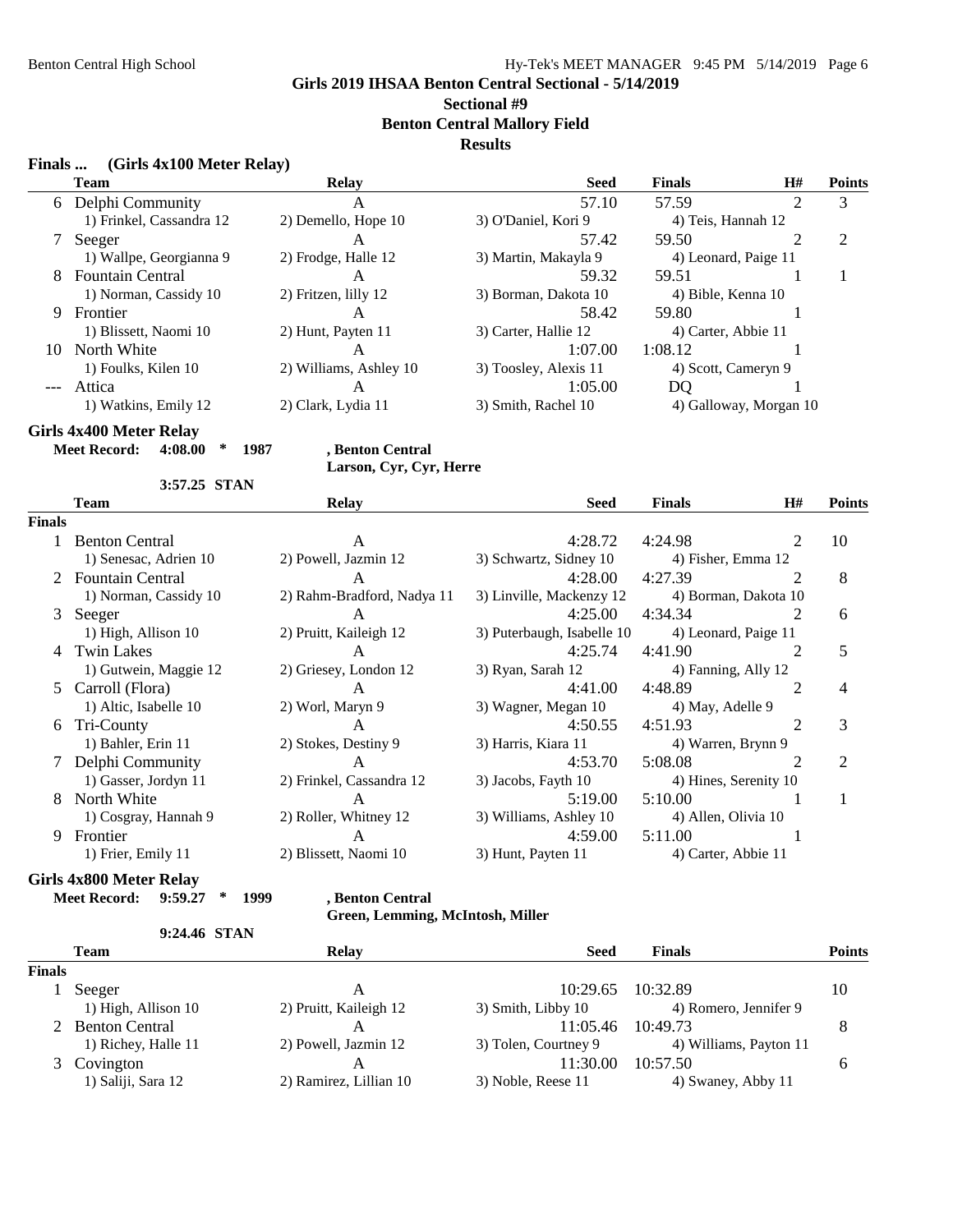**Girls 2019 IHSAA Benton Central Sectional - 5/14/2019**
**Sectional #9**
**Benton Central Mallory Field**
**Results**

### Finals ... (Girls 4x100 Meter Relay)

| | Team | Relay | Seed | Finals | H# | Points |
|---|---|---|---|---|---|---|
| 6 | Delphi Community | A | 57.10 | 57.59 | 2 | 3 |
| | 1) Frinkel, Cassandra 12 | 2) Demello, Hope 10 | 3) O'Daniel, Kori 9 | 4) Teis, Hannah 12 | | |
| 7 | Seeger | A | 57.42 | 59.50 | 2 | 2 |
| | 1) Wallpe, Georgianna 9 | 2) Frodge, Halle 12 | 3) Martin, Makayla 9 | 4) Leonard, Paige 11 | | |
| 8 | Fountain Central | A | 59.32 | 59.51 | 1 | 1 |
| | 1) Norman, Cassidy 10 | 2) Fritzen, lilly 12 | 3) Borman, Dakota 10 | 4) Bible, Kenna 10 | | |
| 9 | Frontier | A | 58.42 | 59.80 | 1 | |
| | 1) Blissett, Naomi 10 | 2) Hunt, Payten 11 | 3) Carter, Hallie 12 | 4) Carter, Abbie 11 | | |
| 10 | North White | A | 1:07.00 | 1:08.12 | 1 | |
| | 1) Foulks, Kilen 10 | 2) Williams, Ashley 10 | 3) Toosley, Alexis 11 | 4) Scott, Cameryn 9 | | |
| --- | Attica | A | 1:05.00 | DQ | 1 | |
| | 1) Watkins, Emily 12 | 2) Clark, Lydia 11 | 3) Smith, Rachel 10 | 4) Galloway, Morgan 10 | | |

### Girls 4x400 Meter Relay

**Meet Record: 4:08.00 * 1987 , Benton Central**
**Larson, Cyr, Cyr, Herre**

**3:57.25 STAN**

| | Team | Relay | Seed | Finals | H# | Points |
|---|---|---|---|---|---|---|
| **Finals** | | | | | | |
| 1 | Benton Central | A | 4:28.72 | 4:24.98 | 2 | 10 |
| | 1) Senesac, Adrien 10 | 2) Powell, Jazmin 12 | 3) Schwartz, Sidney 10 | 4) Fisher, Emma 12 | | |
| 2 | Fountain Central | A | 4:28.00 | 4:27.39 | 2 | 8 |
| | 1) Norman, Cassidy 10 | 2) Rahm-Bradford, Nadya 11 | 3) Linville, Mackenzy 12 | 4) Borman, Dakota 10 | | |
| 3 | Seeger | A | 4:25.00 | 4:34.34 | 2 | 6 |
| | 1) High, Allison 10 | 2) Pruitt, Kaileigh 12 | 3) Puterbaugh, Isabelle 10 | 4) Leonard, Paige 11 | | |
| 4 | Twin Lakes | A | 4:25.74 | 4:41.90 | 2 | 5 |
| | 1) Gutwein, Maggie 12 | 2) Griesey, London 12 | 3) Ryan, Sarah 12 | 4) Fanning, Ally 12 | | |
| 5 | Carroll (Flora) | A | 4:41.00 | 4:48.89 | 2 | 4 |
| | 1) Altic, Isabelle 10 | 2) Worl, Maryn 9 | 3) Wagner, Megan 10 | 4) May, Adelle 9 | | |
| 6 | Tri-County | A | 4:50.55 | 4:51.93 | 2 | 3 |
| | 1) Bahler, Erin 11 | 2) Stokes, Destiny 9 | 3) Harris, Kiara 11 | 4) Warren, Brynn 9 | | |
| 7 | Delphi Community | A | 4:53.70 | 5:08.08 | 2 | 2 |
| | 1) Gasser, Jordyn 11 | 2) Frinkel, Cassandra 12 | 3) Jacobs, Fayth 10 | 4) Hines, Serenity 10 | | |
| 8 | North White | A | 5:19.00 | 5:10.00 | 1 | 1 |
| | 1) Cosgray, Hannah 9 | 2) Roller, Whitney 12 | 3) Williams, Ashley 10 | 4) Allen, Olivia 10 | | |
| 9 | Frontier | A | 4:59.00 | 5:11.00 | 1 | |
| | 1) Frier, Emily 11 | 2) Blissett, Naomi 10 | 3) Hunt, Payten 11 | 4) Carter, Abbie 11 | | |

### Girls 4x800 Meter Relay

**Meet Record: 9:59.27 * 1999 , Benton Central**
**Green, Lemming, McIntosh, Miller**

**9:24.46 STAN**

| | Team | Relay | Seed | Finals | Points |
|---|---|---|---|---|---|
| **Finals** | | | | | |
| 1 | Seeger | A | 10:29.65 | 10:32.89 | 10 |
| | 1) High, Allison 10 | 2) Pruitt, Kaileigh 12 | 3) Smith, Libby 10 | 4) Romero, Jennifer 9 | |
| 2 | Benton Central | A | 11:05.46 | 10:49.73 | 8 |
| | 1) Richey, Halle 11 | 2) Powell, Jazmin 12 | 3) Tolen, Courtney 9 | 4) Williams, Payton 11 | |
| 3 | Covington | A | 11:30.00 | 10:57.50 | 6 |
| | 1) Saliji, Sara 12 | 2) Ramirez, Lillian 10 | 3) Noble, Reese 11 | 4) Swaney, Abby 11 | |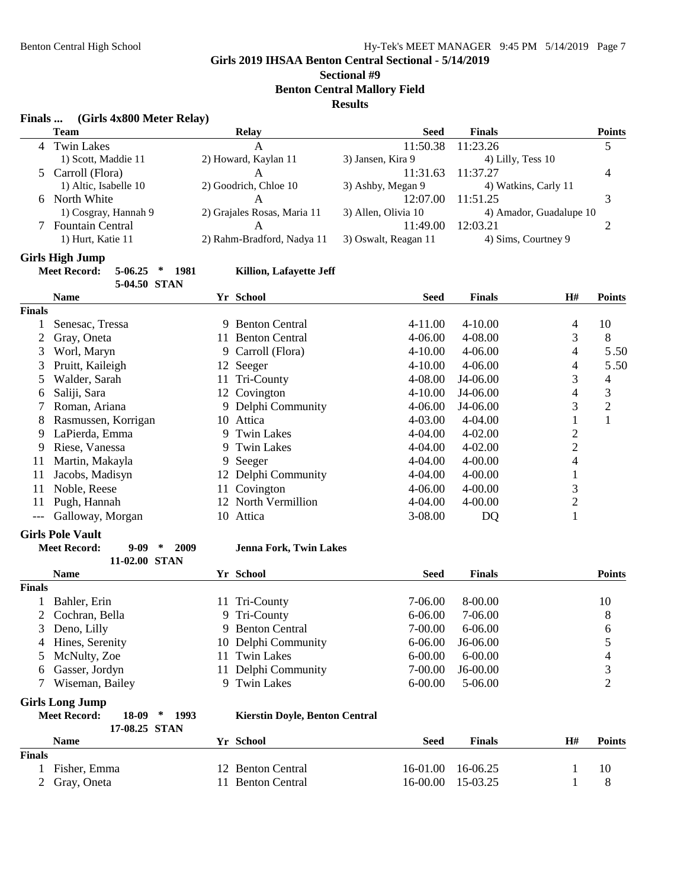## Girls 2019 IHSAA Benton Central Sectional - 5/14/2019

### Sectional #9

### Benton Central Mallory Field

### Results

**Finals ... (Girls 4x800 Meter Relay)**

| | Team | Relay | Seed | Finals | Points |
|---|---|---|---|---|---|
| 4 | Twin Lakes | A | 11:50.38 | 11:23.26 | 5 |
| | 1) Scott, Maddie 11 | 2) Howard, Kaylan 11 | 3) Jansen, Kira 9 | 4) Lilly, Tess 10 | |
| 5 | Carroll (Flora) | A | 11:31.63 | 11:37.27 | 4 |
| | 1) Altic, Isabelle 10 | 2) Goodrich, Chloe 10 | 3) Ashby, Megan 9 | 4) Watkins, Carly 11 | |
| 6 | North White | A | 12:07.00 | 11:51.25 | 3 |
| | 1) Cosgray, Hannah 9 | 2) Grajales Rosas, Maria 11 | 3) Allen, Olivia 10 | 4) Amador, Guadalupe 10 | |
| 7 | Fountain Central | A | 11:49.00 | 12:03.21 | 2 |
| | 1) Hurt, Katie 11 | 2) Rahm-Bradford, Nadya 11 | 3) Oswalt, Reagan 11 | 4) Sims, Courtney 9 | |

**Girls High Jump**

**Meet Record: 5-06.25 * 1981 Killion, Lafayette Jeff**
**5-04.50 STAN**

| | Name | Yr | School | Seed | Finals | H# | Points |
|---|---|---|---|---|---|---|---|
| **Finals** | | | | | | | |
| 1 | Senesac, Tressa | 9 | Benton Central | 4-11.00 | 4-10.00 | 4 | 10 |
| 2 | Gray, Oneta | 11 | Benton Central | 4-06.00 | 4-08.00 | 3 | 8 |
| 3 | Worl, Maryn | 9 | Carroll (Flora) | 4-10.00 | 4-06.00 | 4 | 5.50 |
| 3 | Pruitt, Kaileigh | 12 | Seeger | 4-10.00 | 4-06.00 | 4 | 5.50 |
| 5 | Walder, Sarah | 11 | Tri-County | 4-08.00 | J4-06.00 | 3 | 4 |
| 6 | Saliji, Sara | 12 | Covington | 4-10.00 | J4-06.00 | 4 | 3 |
| 7 | Roman, Ariana | 9 | Delphi Community | 4-06.00 | J4-06.00 | 3 | 2 |
| 8 | Rasmussen, Korrigan | 10 | Attica | 4-03.00 | 4-04.00 | 1 | 1 |
| 9 | LaPierda, Emma | 9 | Twin Lakes | 4-04.00 | 4-02.00 | 2 | |
| 9 | Riese, Vanessa | 9 | Twin Lakes | 4-04.00 | 4-02.00 | 2 | |
| 11 | Martin, Makayla | 9 | Seeger | 4-04.00 | 4-00.00 | 4 | |
| 11 | Jacobs, Madisyn | 12 | Delphi Community | 4-04.00 | 4-00.00 | 1 | |
| 11 | Noble, Reese | 11 | Covington | 4-06.00 | 4-00.00 | 3 | |
| 11 | Pugh, Hannah | 12 | North Vermillion | 4-04.00 | 4-00.00 | 2 | |
| --- | Galloway, Morgan | 10 | Attica | 3-08.00 | DQ | 1 | |

**Girls Pole Vault**

**Meet Record: 9-09 * 2009 Jenna Fork, Twin Lakes**
**11-02.00 STAN**

| | Name | Yr | School | Seed | Finals | Points |
|---|---|---|---|---|---|---|
| **Finals** | | | | | | |
| 1 | Bahler, Erin | 11 | Tri-County | 7-06.00 | 8-00.00 | 10 |
| 2 | Cochran, Bella | 9 | Tri-County | 6-06.00 | 7-06.00 | 8 |
| 3 | Deno, Lilly | 9 | Benton Central | 7-00.00 | 6-06.00 | 6 |
| 4 | Hines, Serenity | 10 | Delphi Community | 6-06.00 | J6-06.00 | 5 |
| 5 | McNulty, Zoe | 11 | Twin Lakes | 6-00.00 | 6-00.00 | 4 |
| 6 | Gasser, Jordyn | 11 | Delphi Community | 7-00.00 | J6-00.00 | 3 |
| 7 | Wiseman, Bailey | 9 | Twin Lakes | 6-00.00 | 5-06.00 | 2 |

**Girls Long Jump**

**Meet Record: 18-09 * 1993 Kierstin Doyle, Benton Central**
**17-08.25 STAN**

| | Name | Yr | School | Seed | Finals | H# | Points |
|---|---|---|---|---|---|---|---|
| **Finals** | | | | | | | |
| 1 | Fisher, Emma | 12 | Benton Central | 16-01.00 | 16-06.25 | 1 | 10 |
| 2 | Gray, Oneta | 11 | Benton Central | 16-00.00 | 15-03.25 | 1 | 8 |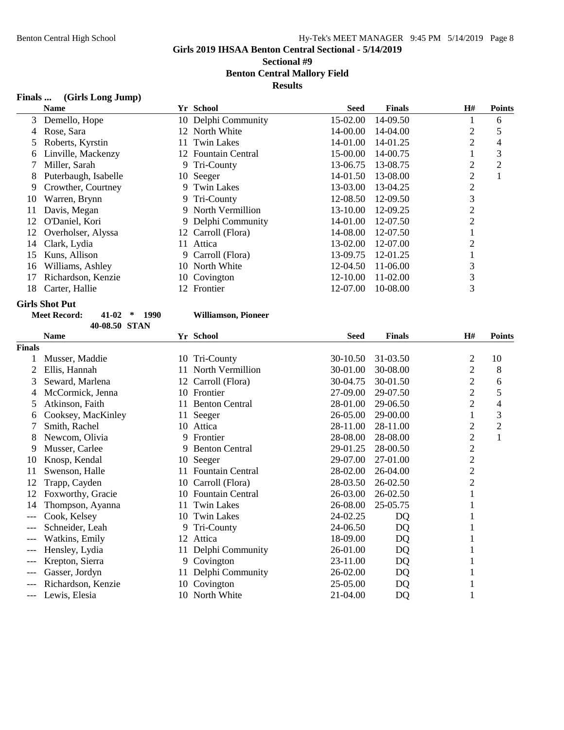## Girls 2019 IHSAA Benton Central Sectional - 5/14/2019

**Sectional #9**

**Benton Central Mallory Field**

**Results**

### Finals ... (Girls Long Jump)

| | Name | Yr | School | Seed | Finals | H# | Points |
|---|---|---|---|---|---|---|---|
| 3 | Demello, Hope | 10 | Delphi Community | 15-02.00 | 14-09.50 | 1 | 6 |
| 4 | Rose, Sara | 12 | North White | 14-00.00 | 14-04.00 | 2 | 5 |
| 5 | Roberts, Kyrstin | 11 | Twin Lakes | 14-01.00 | 14-01.25 | 2 | 4 |
| 6 | Linville, Mackenzy | 12 | Fountain Central | 15-00.00 | 14-00.75 | 1 | 3 |
| 7 | Miller, Sarah | 9 | Tri-County | 13-06.75 | 13-08.75 | 2 | 2 |
| 8 | Puterbaugh, Isabelle | 10 | Seeger | 14-01.50 | 13-08.00 | 2 | 1 |
| 9 | Crowther, Courtney | 9 | Twin Lakes | 13-03.00 | 13-04.25 | 2 | |
| 10 | Warren, Brynn | 9 | Tri-County | 12-08.50 | 12-09.50 | 3 | |
| 11 | Davis, Megan | 9 | North Vermillion | 13-10.00 | 12-09.25 | 2 | |
| 12 | O'Daniel, Kori | 9 | Delphi Community | 14-01.00 | 12-07.50 | 2 | |
| 12 | Overholser, Alyssa | 12 | Carroll (Flora) | 14-08.00 | 12-07.50 | 1 | |
| 14 | Clark, Lydia | 11 | Attica | 13-02.00 | 12-07.00 | 2 | |
| 15 | Kuns, Allison | 9 | Carroll (Flora) | 13-09.75 | 12-01.25 | 1 | |
| 16 | Williams, Ashley | 10 | North White | 12-04.50 | 11-06.00 | 3 | |
| 17 | Richardson, Kenzie | 10 | Covington | 12-10.00 | 11-02.00 | 3 | |
| 18 | Carter, Hallie | 12 | Frontier | 12-07.00 | 10-08.00 | 3 | |

### Girls Shot Put

**Meet Record:** 41-02 * 1990 **Williamson, Pioneer**

**40-08.50 STAN**

| | Name | Yr | School | Seed | Finals | H# | Points |
|---|---|---|---|---|---|---|---|
| **Finals** | | | | | | | |
| 1 | Musser, Maddie | 10 | Tri-County | 30-10.50 | 31-03.50 | 2 | 10 |
| 2 | Ellis, Hannah | 11 | North Vermillion | 30-01.00 | 30-08.00 | 2 | 8 |
| 3 | Seward, Marlena | 12 | Carroll (Flora) | 30-04.75 | 30-01.50 | 2 | 6 |
| 4 | McCormick, Jenna | 10 | Frontier | 27-09.00 | 29-07.50 | 2 | 5 |
| 5 | Atkinson, Faith | 11 | Benton Central | 28-01.00 | 29-06.50 | 2 | 4 |
| 6 | Cooksey, MacKinley | 11 | Seeger | 26-05.00 | 29-00.00 | 1 | 3 |
| 7 | Smith, Rachel | 10 | Attica | 28-11.00 | 28-11.00 | 2 | 2 |
| 8 | Newcom, Olivia | 9 | Frontier | 28-08.00 | 28-08.00 | 2 | 1 |
| 9 | Musser, Carlee | 9 | Benton Central | 29-01.25 | 28-00.50 | 2 | |
| 10 | Knosp, Kendal | 10 | Seeger | 29-07.00 | 27-01.00 | 2 | |
| 11 | Swenson, Halle | 11 | Fountain Central | 28-02.00 | 26-04.00 | 2 | |
| 12 | Trapp, Cayden | 10 | Carroll (Flora) | 28-03.50 | 26-02.50 | 2 | |
| 12 | Foxworthy, Gracie | 10 | Fountain Central | 26-03.00 | 26-02.50 | 1 | |
| 14 | Thompson, Ayanna | 11 | Twin Lakes | 26-08.00 | 25-05.75 | 1 | |
| --- | Cook, Kelsey | 10 | Twin Lakes | 24-02.25 | DQ | 1 | |
| --- | Schneider, Leah | 9 | Tri-County | 24-06.50 | DQ | 1 | |
| --- | Watkins, Emily | 12 | Attica | 18-09.00 | DQ | 1 | |
| --- | Hensley, Lydia | 11 | Delphi Community | 26-01.00 | DQ | 1 | |
| --- | Krepton, Sierra | 9 | Covington | 23-11.00 | DQ | 1 | |
| --- | Gasser, Jordyn | 11 | Delphi Community | 26-02.00 | DQ | 1 | |
| --- | Richardson, Kenzie | 10 | Covington | 25-05.00 | DQ | 1 | |
| --- | Lewis, Elesia | 10 | North White | 21-04.00 | DQ | 1 | |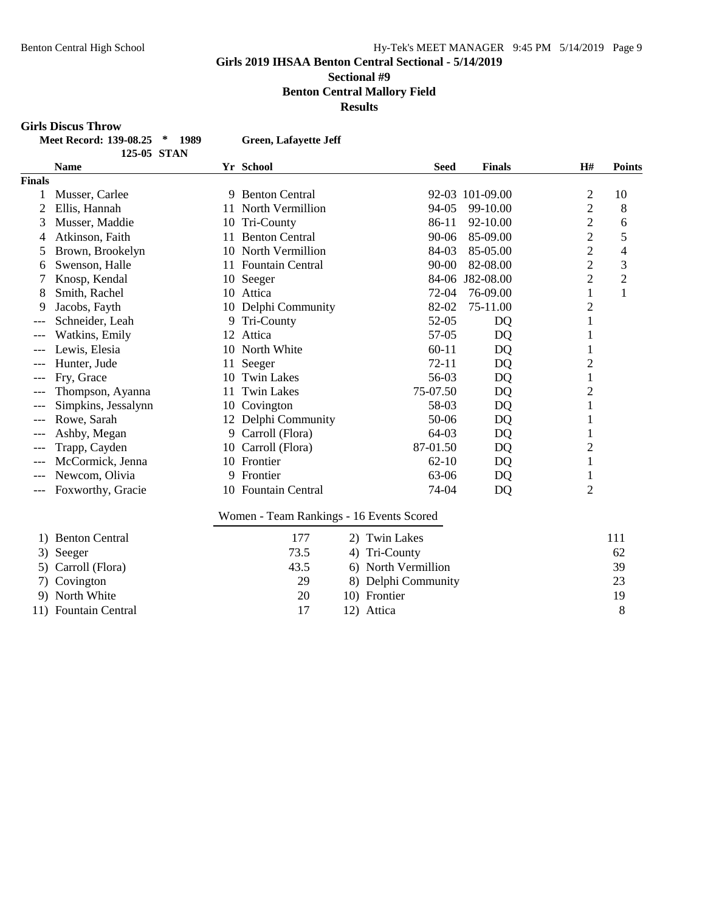## Girls 2019 IHSAA Benton Central Sectional - 5/14/2019

**Sectional #9**

**Benton Central Mallory Field**

**Results**

### Girls Discus Throw

**Meet Record: 139-08.25 * 1989 Green, Lafayette Jeff**

**125-05 STAN**

| | Name | Yr | School | Seed | Finals | H# | Points |
|---|---|---|---|---|---|---|---|
| **Finals** | | | | | | | |
| 1 | Musser, Carlee | 9 | Benton Central | 92-03 | 101-09.00 | 2 | 10 |
| 2 | Ellis, Hannah | 11 | North Vermillion | 94-05 | 99-10.00 | 2 | 8 |
| 3 | Musser, Maddie | 10 | Tri-County | 86-11 | 92-10.00 | 2 | 6 |
| 4 | Atkinson, Faith | 11 | Benton Central | 90-06 | 85-09.00 | 2 | 5 |
| 5 | Brown, Brookelyn | 10 | North Vermillion | 84-03 | 85-05.00 | 2 | 4 |
| 6 | Swenson, Halle | 11 | Fountain Central | 90-00 | 82-08.00 | 2 | 3 |
| 7 | Knosp, Kendal | 10 | Seeger | 84-06 | J82-08.00 | 2 | 2 |
| 8 | Smith, Rachel | 10 | Attica | 72-04 | 76-09.00 | 1 | 1 |
| 9 | Jacobs, Fayth | 10 | Delphi Community | 82-02 | 75-11.00 | 2 | |
| --- | Schneider, Leah | 9 | Tri-County | 52-05 | DQ | 1 | |
| --- | Watkins, Emily | 12 | Attica | 57-05 | DQ | 1 | |
| --- | Lewis, Elesia | 10 | North White | 60-11 | DQ | 1 | |
| --- | Hunter, Jude | 11 | Seeger | 72-11 | DQ | 2 | |
| --- | Fry, Grace | 10 | Twin Lakes | 56-03 | DQ | 1 | |
| --- | Thompson, Ayanna | 11 | Twin Lakes | 75-07.50 | DQ | 2 | |
| --- | Simpkins, Jessalynn | 10 | Covington | 58-03 | DQ | 1 | |
| --- | Rowe, Sarah | 12 | Delphi Community | 50-06 | DQ | 1 | |
| --- | Ashby, Megan | 9 | Carroll (Flora) | 64-03 | DQ | 1 | |
| --- | Trapp, Cayden | 10 | Carroll (Flora) | 87-01.50 | DQ | 2 | |
| --- | McCormick, Jenna | 10 | Frontier | 62-10 | DQ | 1 | |
| --- | Newcom, Olivia | 9 | Frontier | 63-06 | DQ | 1 | |
| --- | Foxworthy, Gracie | 10 | Fountain Central | 74-04 | DQ | 2 | |

### Women - Team Rankings - 16 Events Scored

| | | | | | |
|---|---|---|---|---|---|
| 1) | Benton Central | 177 | 2) | Twin Lakes | 111 |
| 3) | Seeger | 73.5 | 4) | Tri-County | 62 |
| 5) | Carroll (Flora) | 43.5 | 6) | North Vermillion | 39 |
| 7) | Covington | 29 | 8) | Delphi Community | 23 |
| 9) | North White | 20 | 10) | Frontier | 19 |
| 11) | Fountain Central | 17 | 12) | Attica | 8 |